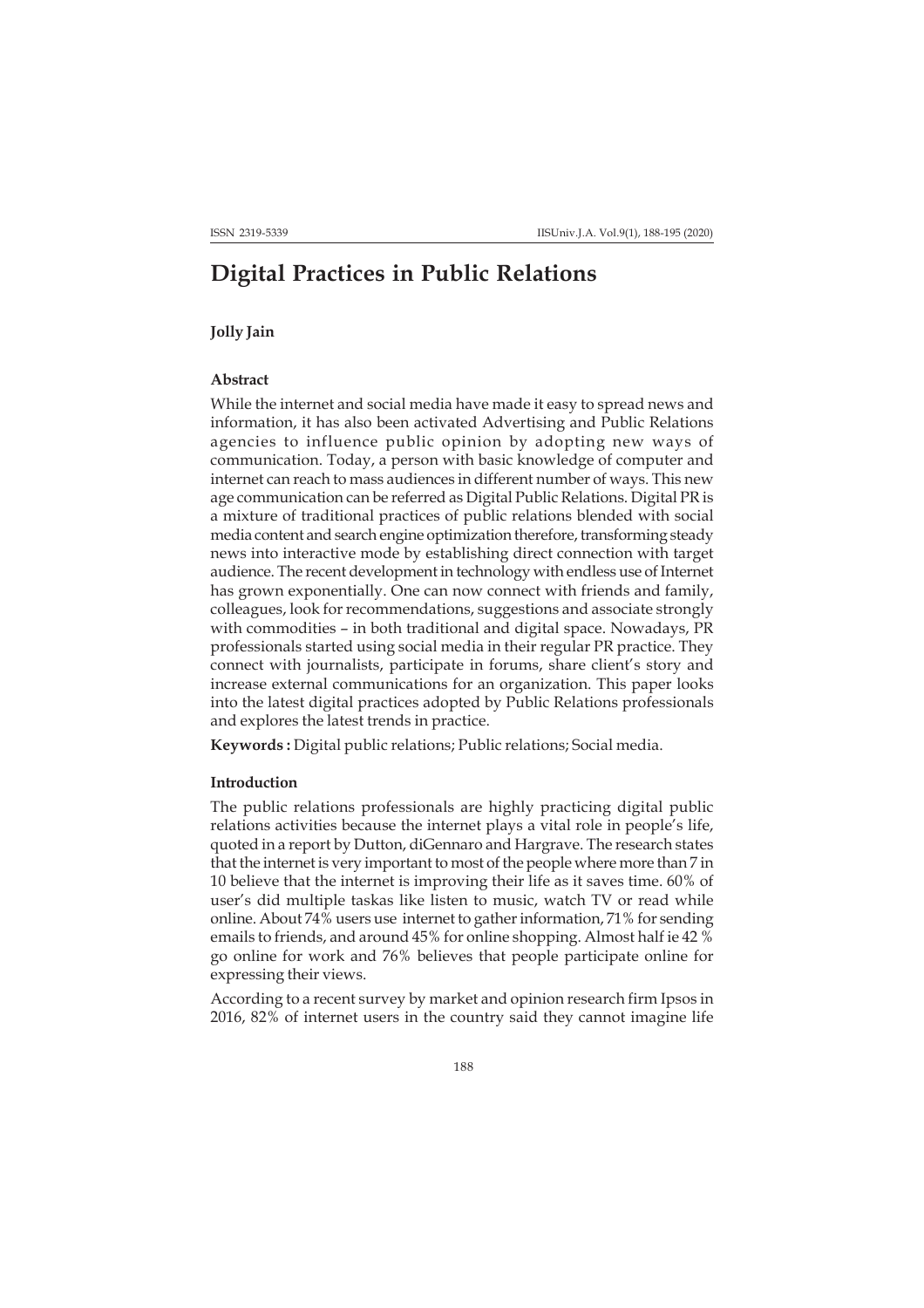# Digital Practices in Public Relations

**Jolly Jain**

### Abstract

While the internet and social media have made it easy to spread news and information, it has also been activated Advertising and Public Relations agencies to influence public opinion by adopting new ways of communication. Today, a person with basic knowledge of computer and internet can reach to mass audiences in different number of ways. This new age communication can be referred as Digital Public Relations. Digital PR is a mixture of traditional practices of public relations blended with social media content and search engine optimization therefore, transforming steady news into interactive mode by establishing direct connection with target audience. The recent development in technology with endless use of Internet has grown exponentially. One can now connect with friends and family, colleagues, look for recommendations, suggestions and associate strongly with commodities – in both traditional and digital space. Nowadays, PR professionals started using social media in their regular PR practice. They connect with journalists, participate in forums, share client's story and increase external communications for an organization. This paper looks into the latest digital practices adopted by Public Relations professionals and explores the latest trends in practice.

**Keywords :** Digital public relations; Public relations; Social media.

### Introduction

The public relations professionals are highly practicing digital public relations activities because the internet plays a vital role in people's life, quoted in a report by Dutton, diGennaro and Hargrave. The research states that the internet is very important to most of the people where more than 7 in 10 believe that the internet is improving their life as it saves time. 60% of user's did multiple taskas like listen to music, watch TV or read while online. About 74% users use internet to gather information, 71% for sending emails to friends, and around 45% for online shopping. Almost half ie 42 % go online for work and 76% believes that people participate online for expressing their views.

According to a recent survey by market and opinion research firm Ipsos in 2016, 82% of internet users in the country said they cannot imagine life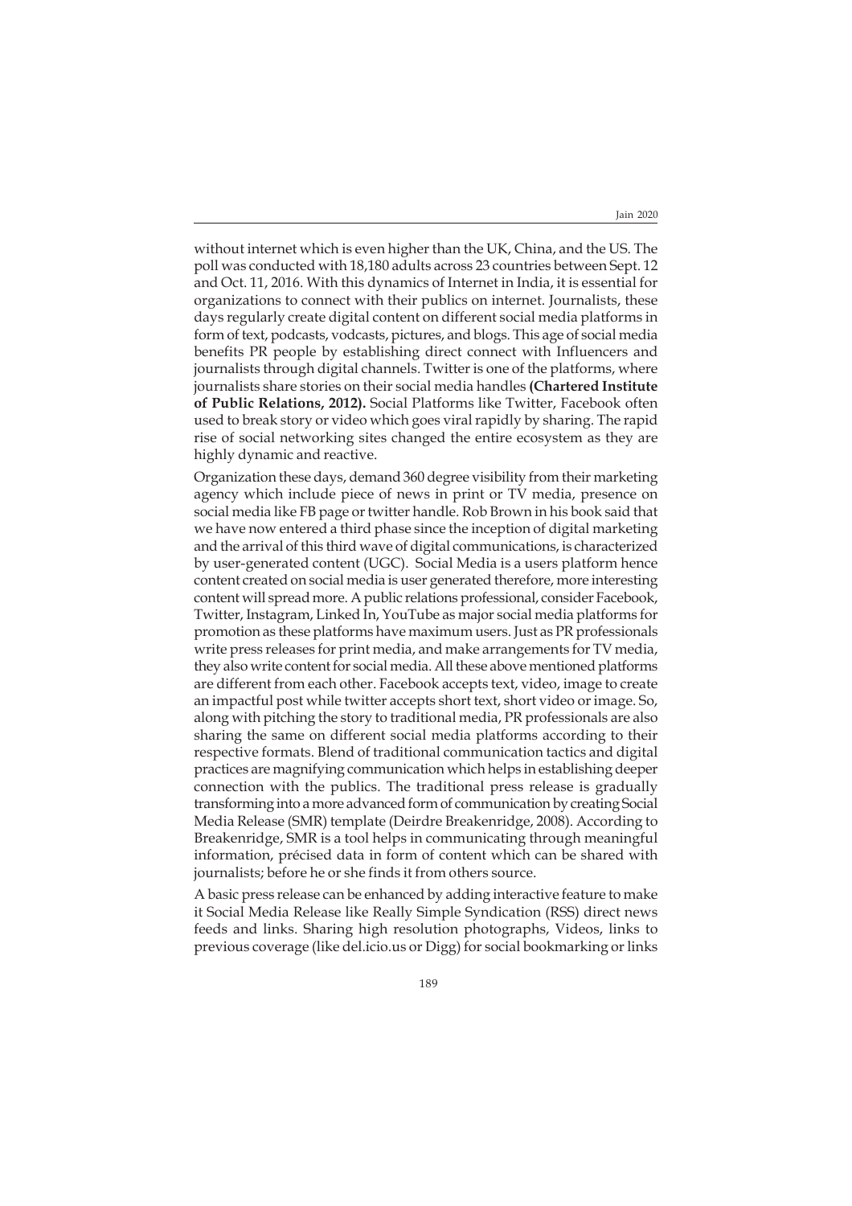without internet which is even higher than the UK, China, and the US. The poll was conducted with 18,180 adults across 23 countries between Sept. 12 and Oct. 11, 2016. With this dynamics of Internet in India, it is essential for organizations to connect with their publics on internet. Journalists, these days regularly create digital content on different social media platforms in form of text, podcasts, vodcasts, pictures, and blogs. This age of social media benefits PR people by establishing direct connect with Influencers and journalists through digital channels. Twitter is one of the platforms, where journalists share stories on their social media handles **(Chartered Institute of Public Relations, 2012).** Social Platforms like Twitter, Facebook often used to break story or video which goes viral rapidly by sharing. The rapid rise of social networking sites changed the entire ecosystem as they are highly dynamic and reactive.

Organization these days, demand 360 degree visibility from their marketing agency which include piece of news in print or TV media, presence on social media like FB page or twitter handle. Rob Brown in his book said that we have now entered a third phase since the inception of digital marketing and the arrival of this third wave of digital communications, is characterized by user-generated content (UGC). Social Media is a users platform hence content created on social media is user generated therefore, more interesting content will spread more. A public relations professional, consider Facebook, Twitter, Instagram, Linked In, YouTube as major social media platforms for promotion as these platforms have maximum users. Just as PR professionals write press releases for print media, and make arrangements for TV media, they also write content for social media. All these above mentioned platforms are different from each other. Facebook accepts text, video, image to create an impactful post while twitter accepts short text, short video or image. So, along with pitching the story to traditional media, PR professionals are also sharing the same on different social media platforms according to their respective formats. Blend of traditional communication tactics and digital practices are magnifying communication which helps in establishing deeper connection with the publics. The traditional press release is gradually transforming into a more advanced form of communication by creating Social Media Release (SMR) template (Deirdre Breakenridge, 2008). According to Breakenridge, SMR is a tool helps in communicating through meaningful information, précised data in form of content which can be shared with journalists; before he or she finds it from others source.

A basic press release can be enhanced by adding interactive feature to make it Social Media Release like Really Simple Syndication (RSS) direct news feeds and links. Sharing high resolution photographs, Videos, links to previous coverage (like del.icio.us or Digg) for social bookmarking or links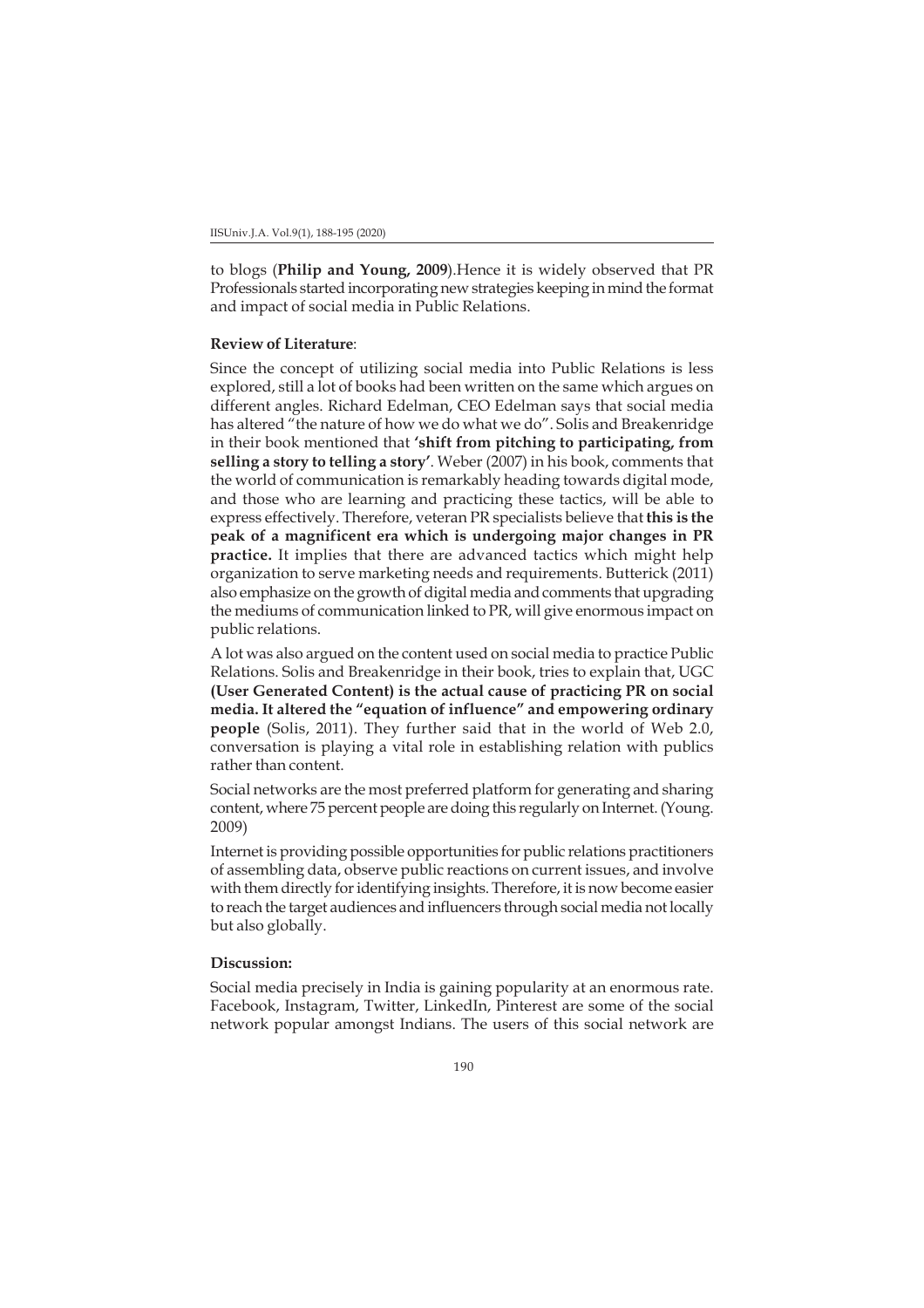to blogs (**Philip and Young, 2009**).Hence it is widely observed that PR Professionals started incorporating new strategies keeping in mind the format and impact of social media in Public Relations.

**Review of Literature**:

Since the concept of utilizing social media into Public Relations is less explored, still a lot of books had been written on the same which argues on different angles. Richard Edelman, CEO Edelman says that social media has altered "the nature of how we do what we do". Solis and Breakenridge in their book mentioned that **'shift from pitching to participating, from selling a story to telling a story'**. Weber (2007) in his book, comments that the world of communication is remarkably heading towards digital mode, and those who are learning and practicing these tactics, will be able to express effectively. Therefore, veteran PR specialists believe that **this is the peak of a magnificent era which is undergoing major changes in PR practice.** It implies that there are advanced tactics which might help organization to serve marketing needs and requirements. Butterick (2011) also emphasize on the growth of digital media and comments that upgrading the mediums of communication linked to PR, will give enormous impact on public relations.

A lot was also argued on the content used on social media to practice Public Relations. Solis and Breakenridge in their book, tries to explain that, UGC **(User Generated Content) is the actual cause of practicing PR on social media. It altered the "equation of influence" and empowering ordinary people** (Solis, 2011). They further said that in the world of Web 2.0, conversation is playing a vital role in establishing relation with publics rather than content.

Social networks are the most preferred platform for generating and sharing content, where 75 percent people are doing this regularly on Internet. (Young. 2009)

Internet is providing possible opportunities for public relations practitioners of assembling data, observe public reactions on current issues, and involve with them directly for identifying insights. Therefore, it is now become easier to reach the target audiences and influencers through social media not locally but also globally.

**Discussion:**

Social media precisely in India is gaining popularity at an enormous rate. Facebook, Instagram, Twitter, LinkedIn, Pinterest are some of the social network popular amongst Indians. The users of this social network are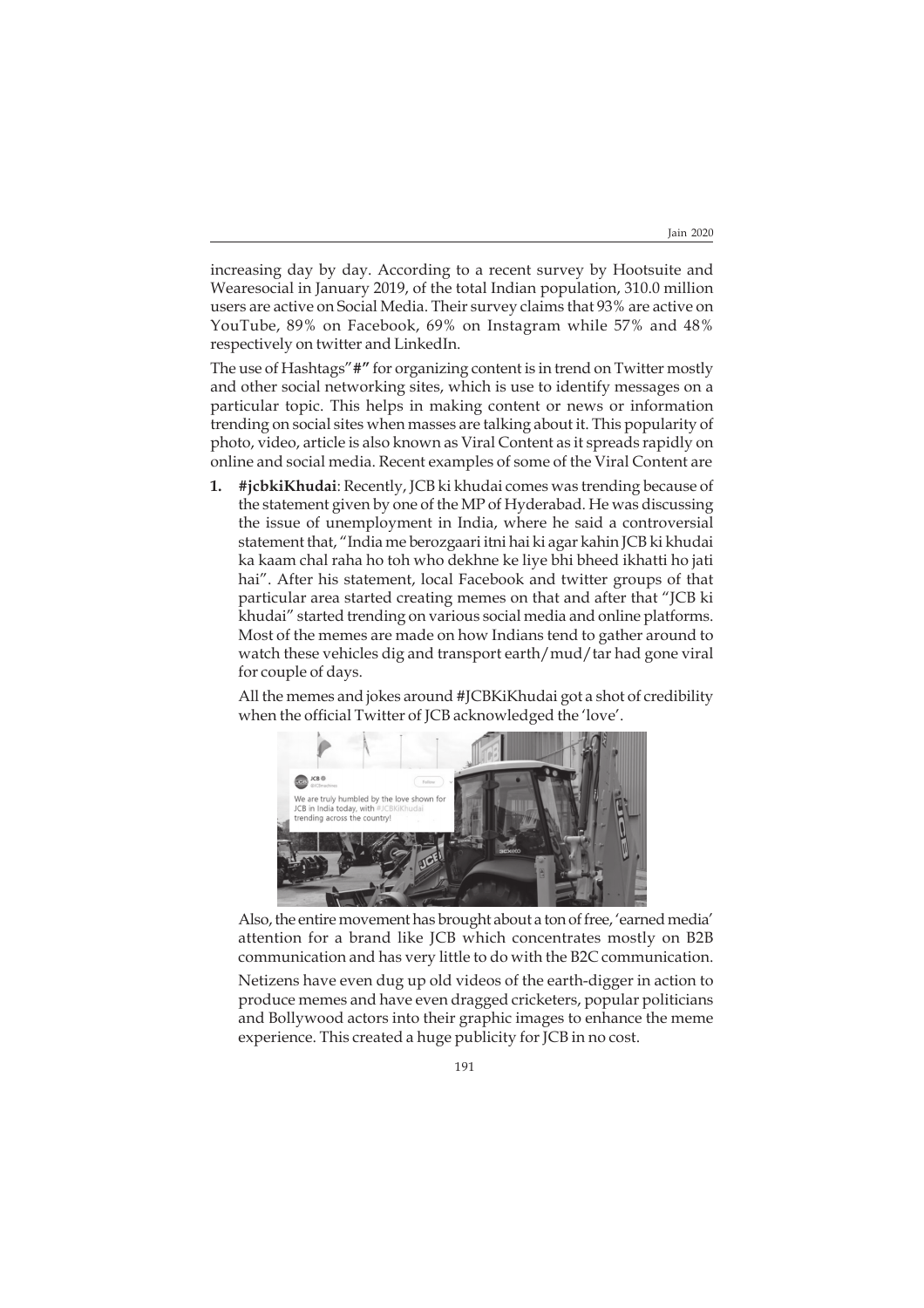increasing day by day. According to a recent survey by Hootsuite and Wearesocial in January 2019, of the total Indian population, 310.0 million users are active on Social Media. Their survey claims that 93% are active on YouTube, 89% on Facebook, 69% on Instagram while 57% and 48% respectively on twitter and LinkedIn.

The use of Hashtags"#" for organizing content is in trend on Twitter mostly and other social networking sites, which is use to identify messages on a particular topic. This helps in making content or news or information trending on social sites when masses are talking about it. This popularity of photo, video, article is also known as Viral Content as it spreads rapidly on online and social media. Recent examples of some of the Viral Content are

1. **#jcbkiKhudai**: Recently, JCB ki khudai comes was trending because of the statement given by one of the MP of Hyderabad. He was discussing the issue of unemployment in India, where he said a controversial statement that, "India me berozgaari itni hai ki agar kahin JCB ki khudai ka kaam chal raha ho toh who dekhne ke liye bhi bheed ikhatti ho jati hai". After his statement, local Facebook and twitter groups of that particular area started creating memes on that and after that "JCB ki khudai" started trending on various social media and online platforms. Most of the memes are made on how Indians tend to gather around to watch these vehicles dig and transport earth/mud/tar had gone viral for couple of days.

   All the memes and jokes around #JCBKiKhudai got a shot of credibility when the official Twitter of JCB acknowledged the 'love'.

   Also, the entire movement has brought about a ton of free, 'earned media' attention for a brand like JCB which concentrates mostly on B2B communication and has very little to do with the B2C communication.

   Netizens have even dug up old videos of the earth-digger in action to produce memes and have even dragged cricketers, popular politicians and Bollywood actors into their graphic images to enhance the meme experience. This created a huge publicity for JCB in no cost.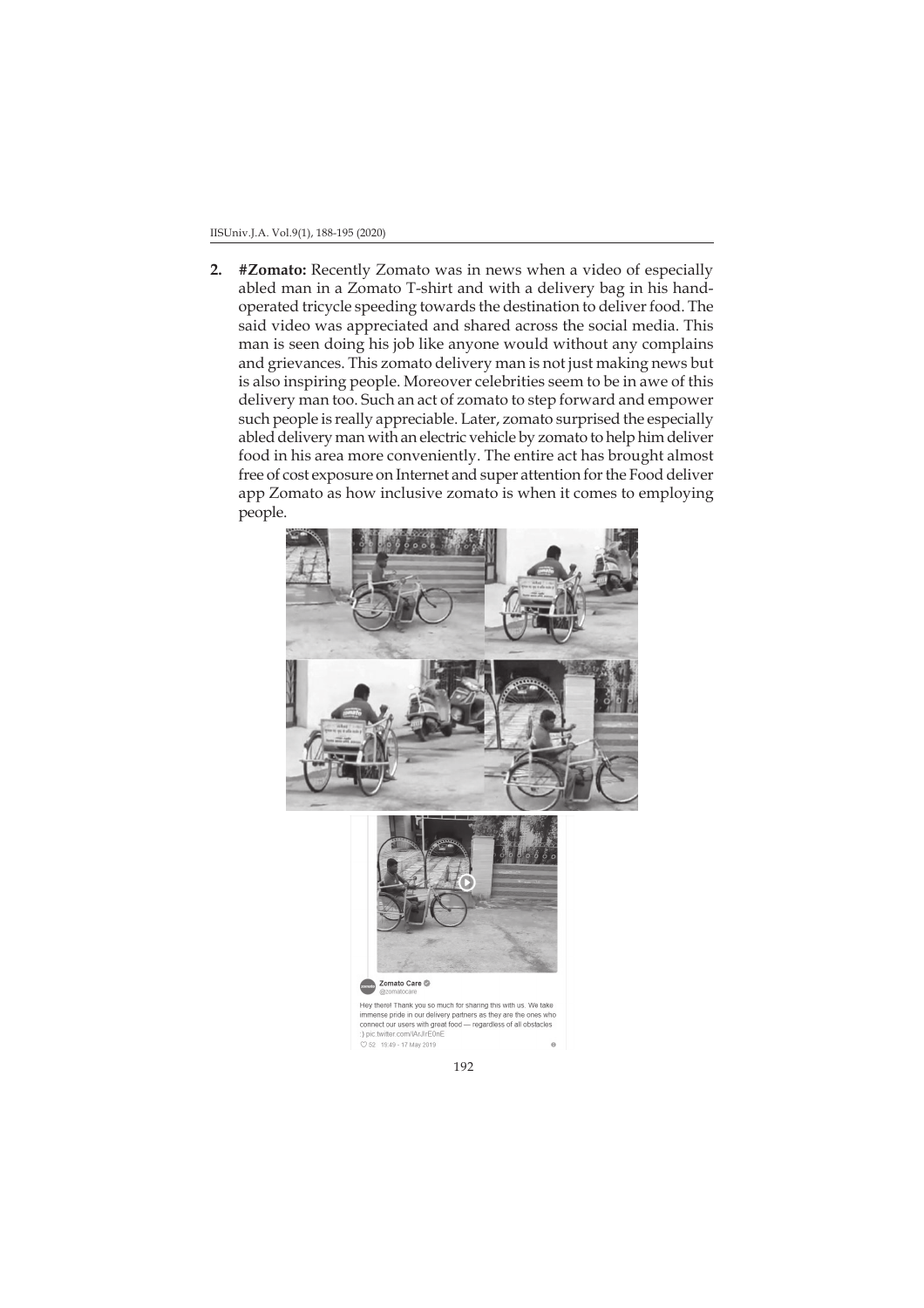2. **#Zomato:** Recently Zomato was in news when a video of especially abled man in a Zomato T-shirt and with a delivery bag in his hand-operated tricycle speeding towards the destination to deliver food. The said video was appreciated and shared across the social media. This man is seen doing his job like anyone would without any complains and grievances. This zomato delivery man is not just making news but is also inspiring people. Moreover celebrities seem to be in awe of this delivery man too. Such an act of zomato to step forward and empower such people is really appreciable. Later, zomato surprised the especially abled delivery man with an electric vehicle by zomato to help him deliver food in his area more conveniently. The entire act has brought almost free of cost exposure on Internet and super attention for the Food deliver app Zomato as how inclusive zomato is when it comes to employing people.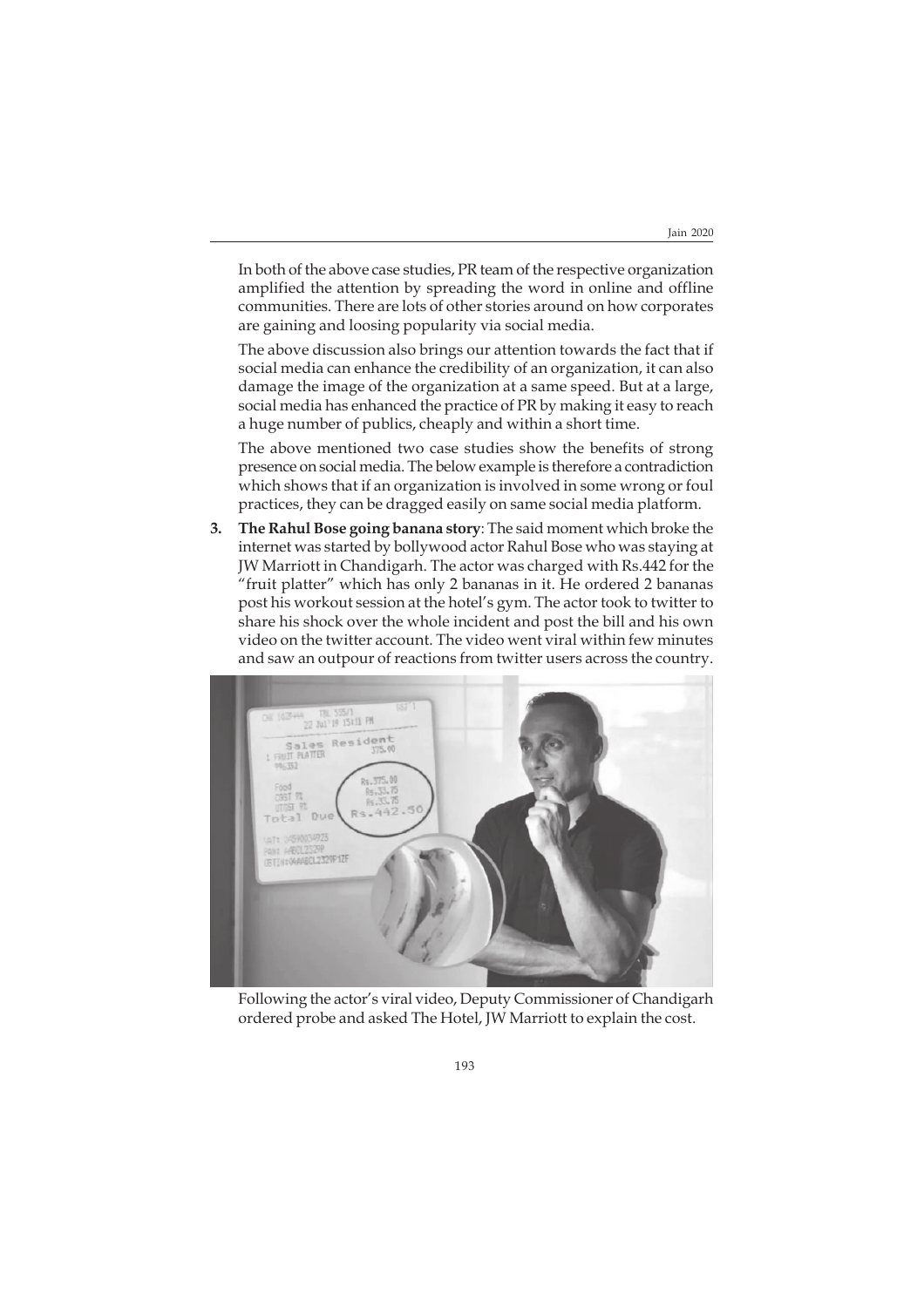In both of the above case studies, PR team of the respective organization amplified the attention by spreading the word in online and offline communities. There are lots of other stories around on how corporates are gaining and loosing popularity via social media.

The above discussion also brings our attention towards the fact that if social media can enhance the credibility of an organization, it can also damage the image of the organization at a same speed. But at a large, social media has enhanced the practice of PR by making it easy to reach a huge number of publics, cheaply and within a short time.

The above mentioned two case studies show the benefits of strong presence on social media. The below example is therefore a contradiction which shows that if an organization is involved in some wrong or foul practices, they can be dragged easily on same social media platform.

3. **The Rahul Bose going banana story**: The said moment which broke the internet was started by bollywood actor Rahul Bose who was staying at JW Marriott in Chandigarh. The actor was charged with Rs.442 for the "fruit platter" which has only 2 bananas in it. He ordered 2 bananas post his workout session at the hotel's gym. The actor took to twitter to share his shock over the whole incident and post the bill and his own video on the twitter account. The video went viral within few minutes and saw an outpour of reactions from twitter users across the country.

Following the actor's viral video, Deputy Commissioner of Chandigarh ordered probe and asked The Hotel, JW Marriott to explain the cost.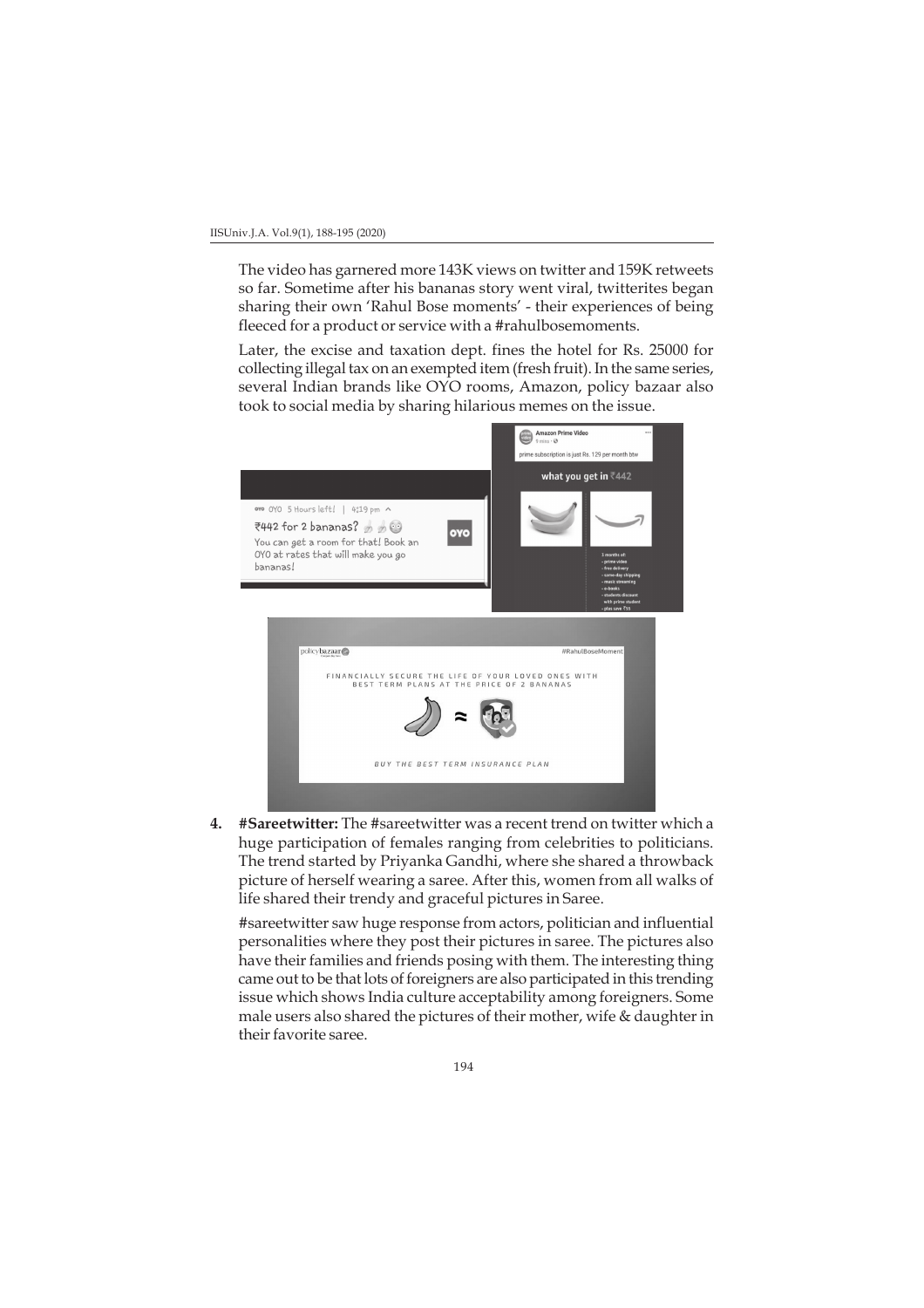The video has garnered more 143K views on twitter and 159K retweets so far. Sometime after his bananas story went viral, twitterites began sharing their own 'Rahul Bose moments' - their experiences of being fleeced for a product or service with a #rahulbosemoments.

Later, the excise and taxation dept. fines the hotel for Rs. 25000 for collecting illegal tax on an exempted item (fresh fruit). In the same series, several Indian brands like OYO rooms, Amazon, policy bazaar also took to social media by sharing hilarious memes on the issue.

4. **#Sareetwitter:** The #sareetwitter was a recent trend on twitter which a huge participation of females ranging from celebrities to politicians. The trend started by Priyanka Gandhi, where she shared a throwback picture of herself wearing a saree. After this, women from all walks of life shared their trendy and graceful pictures in Saree.

   #sareetwitter saw huge response from actors, politician and influential personalities where they post their pictures in saree. The pictures also have their families and friends posing with them. The interesting thing came out to be that lots of foreigners are also participated in this trending issue which shows India culture acceptability among foreigners. Some male users also shared the pictures of their mother, wife & daughter in their favorite saree.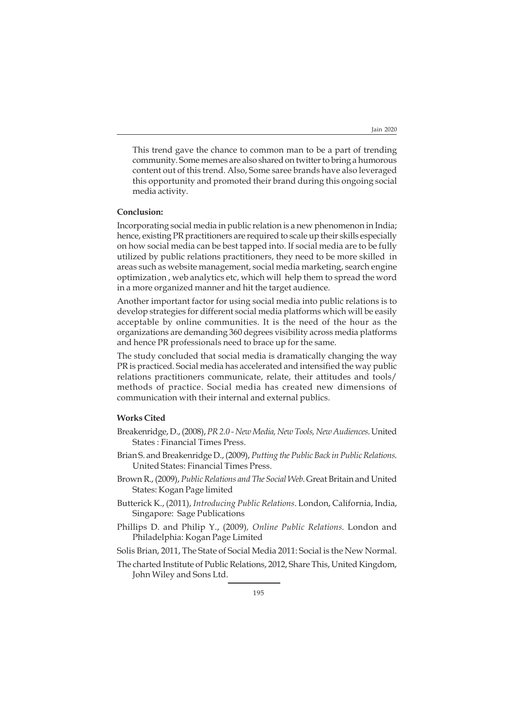This trend gave the chance to common man to be a part of trending community. Some memes are also shared on twitter to bring a humorous content out of this trend. Also, Some saree brands have also leveraged this opportunity and promoted their brand during this ongoing social media activity.

**Conclusion:**

Incorporating social media in public relation is a new phenomenon in India; hence, existing PR practitioners are required to scale up their skills especially on how social media can be best tapped into. If social media are to be fully utilized by public relations practitioners, they need to be more skilled in areas such as website management, social media marketing, search engine optimization , web analytics etc, which will help them to spread the word in a more organized manner and hit the target audience.

Another important factor for using social media into public relations is to develop strategies for different social media platforms which will be easily acceptable by online communities. It is the need of the hour as the organizations are demanding 360 degrees visibility across media platforms and hence PR professionals need to brace up for the same.

The study concluded that social media is dramatically changing the way PR is practiced. Social media has accelerated and intensified the way public relations practitioners communicate, relate, their attitudes and tools/ methods of practice. Social media has created new dimensions of communication with their internal and external publics.

**Works Cited**

Breakenridge, D., (2008), *PR 2.0 - New Media, New Tools, New Audiences*. United States : Financial Times Press.

Brian S. and Breakenridge D., (2009), *Putting the Public Back in Public Relations*. United States: Financial Times Press.

Brown R., (2009), *Public Relations and The Social Web*. Great Britain and United States: Kogan Page limited

Butterick K., (2011), *Introducing Public Relations*. London, California, India, Singapore: Sage Publications

Phillips D. and Philip Y., (2009), *Online Public Relations*. London and Philadelphia: Kogan Page Limited

Solis Brian, 2011, The State of Social Media 2011: Social is the New Normal.

The charted Institute of Public Relations, 2012, Share This, United Kingdom, John Wiley and Sons Ltd.